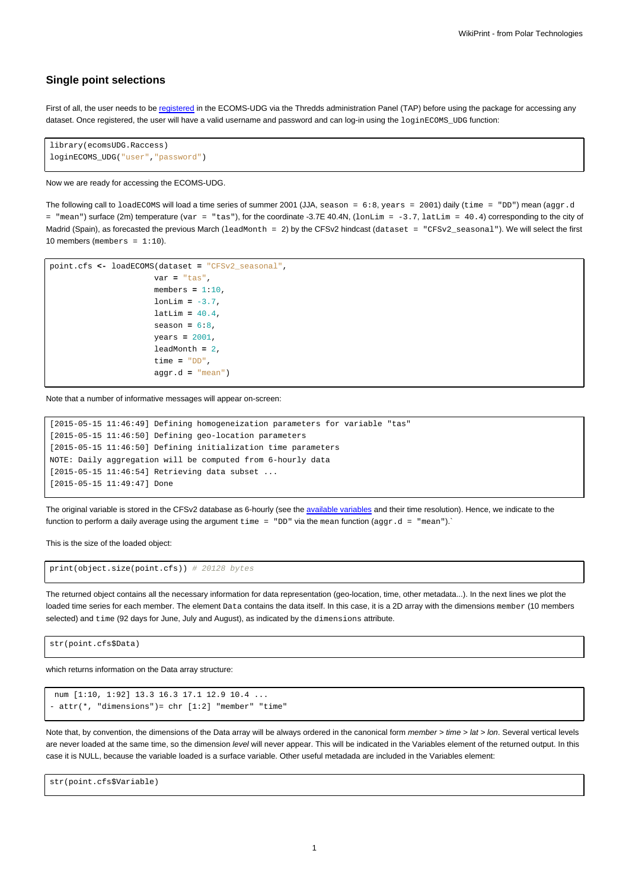## Single point selections

First of all, the user needs to be registered in the ECOMS-UDG via the Thredds administration Panel (TAP) before using the package for accessing any dataset. Once registered, the user will have a valid username and password and can log-in using the `loginECOMS_UDG` function:

```
library(ecomsUDG.Raccess)
loginECOMS_UDG("user","password")
```

Now we are ready for accessing the ECOMS-UDG.

The following call to `loadECOMS` will load a time series of summer 2001 (JJA, `season = 6:8`, `years = 2001`) daily (`time = "DD"`) mean (`aggr.d = "mean"`) surface (2m) temperature (`var = "tas"`), for the coordinate -3.7E 40.4N, (`lonLim = -3.7`, `latLim = 40.4`) corresponding to the city of Madrid (Spain), as forecasted the previous March (`leadMonth = 2`) by the CFSv2 hindcast (`dataset = "CFSv2_seasonal"`). We will select the first 10 members (`members = 1:10`).

```
point.cfs <- loadECOMS(dataset = "CFSv2_seasonal",
                       var = "tas",
                       members = 1:10,
                       lonLim = -3.7,
                       latLim = 40.4,
                       season = 6:8,
                       years = 2001,
                       leadMonth = 2,
                       time = "DD",
                       aggr.d = "mean")
```

Note that a number of informative messages will appear on-screen:

```
[2015-05-15 11:46:49] Defining homogeneization parameters for variable "tas"
[2015-05-15 11:46:50] Defining geo-location parameters
[2015-05-15 11:46:50] Defining initialization time parameters
NOTE: Daily aggregation will be computed from 6-hourly data
[2015-05-15 11:46:54] Retrieving data subset ...
[2015-05-15 11:49:47] Done
```

The original variable is stored in the CFSv2 database as 6-hourly (see the available variables and their time resolution). Hence, we indicate to the function to perform a daily average using the argument `time = "DD"` via the `mean` function (`aggr.d = "mean"`).`

This is the size of the loaded object:

```
print(object.size(point.cfs)) # 20128 bytes
```

The returned object contains all the necessary information for data representation (geo-location, time, other metadata...). In the next lines we plot the loaded time series for each member. The element `Data` contains the data itself. In this case, it is a 2D array with the dimensions `member` (10 members selected) and `time` (92 days for June, July and August), as indicated by the `dimensions` attribute.

```
str(point.cfs$Data)
```

which returns information on the Data array structure:

```
 num [1:10, 1:92] 13.3 16.3 17.1 12.9 10.4 ...
- attr(*, "dimensions")= chr [1:2] "member" "time"
```

Note that, by convention, the dimensions of the Data array will be always ordered in the canonical form *member > time > lat > lon*. Several vertical levels are never loaded at the same time, so the dimension *level* will never appear. This will be indicated in the Variables element of the returned output. In this case it is NULL, because the variable loaded is a surface variable. Other useful metadada are included in the Variables element:

```
str(point.cfs$Variable)
```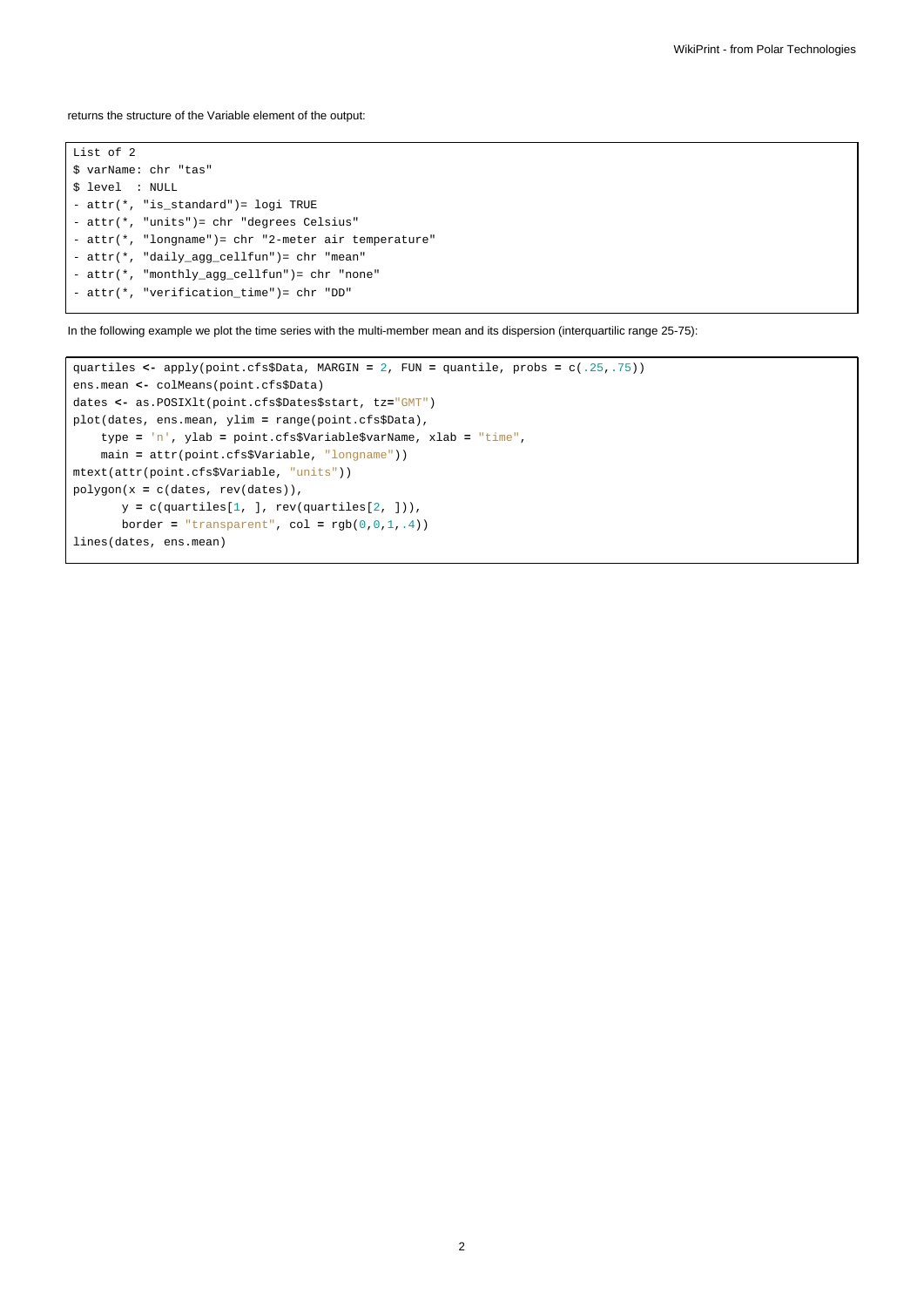returns the structure of the Variable element of the output:

```
List of 2
$ varName: chr "tas"
$ level  : NULL
- attr(*, "is_standard")= logi TRUE
- attr(*, "units")= chr "degrees Celsius"
- attr(*, "longname")= chr "2-meter air temperature"
- attr(*, "daily_agg_cellfun")= chr "mean"
- attr(*, "monthly_agg_cellfun")= chr "none"
- attr(*, "verification_time")= chr "DD"
```

In the following example we plot the time series with the multi-member mean and its dispersion (interquartilic range 25-75):

```
quartiles <- apply(point.cfs$Data, MARGIN = 2, FUN = quantile, probs = c(.25,.75))
ens.mean <- colMeans(point.cfs$Data)
dates <- as.POSIXlt(point.cfs$Dates$start, tz="GMT")
plot(dates, ens.mean, ylim = range(point.cfs$Data),
    type = 'n', ylab = point.cfs$Variable$varName, xlab = "time",
    main = attr(point.cfs$Variable, "longname"))
mtext(attr(point.cfs$Variable, "units"))
polygon(x = c(dates, rev(dates)),
       y = c(quartiles[1, ], rev(quartiles[2, ])),
       border = "transparent", col = rgb(0,0,1,.4))
lines(dates, ens.mean)
```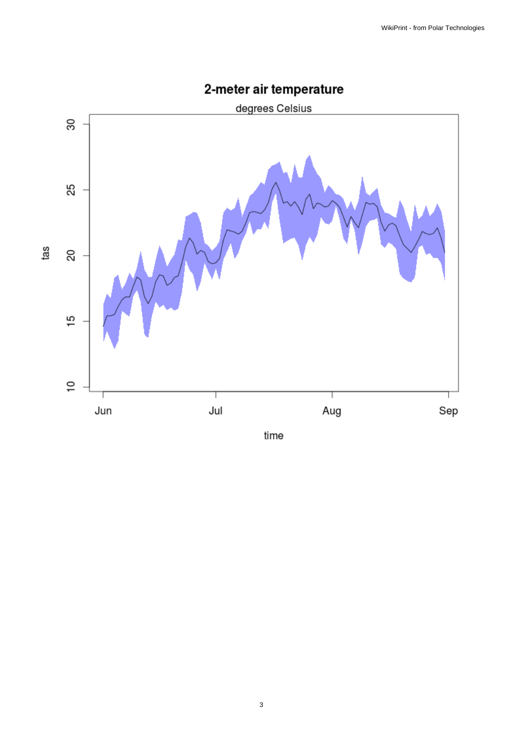2-meter air temperature

degrees Celsius

tas

30

25

20

15

10

Jun

Jul

Aug

Sep

time